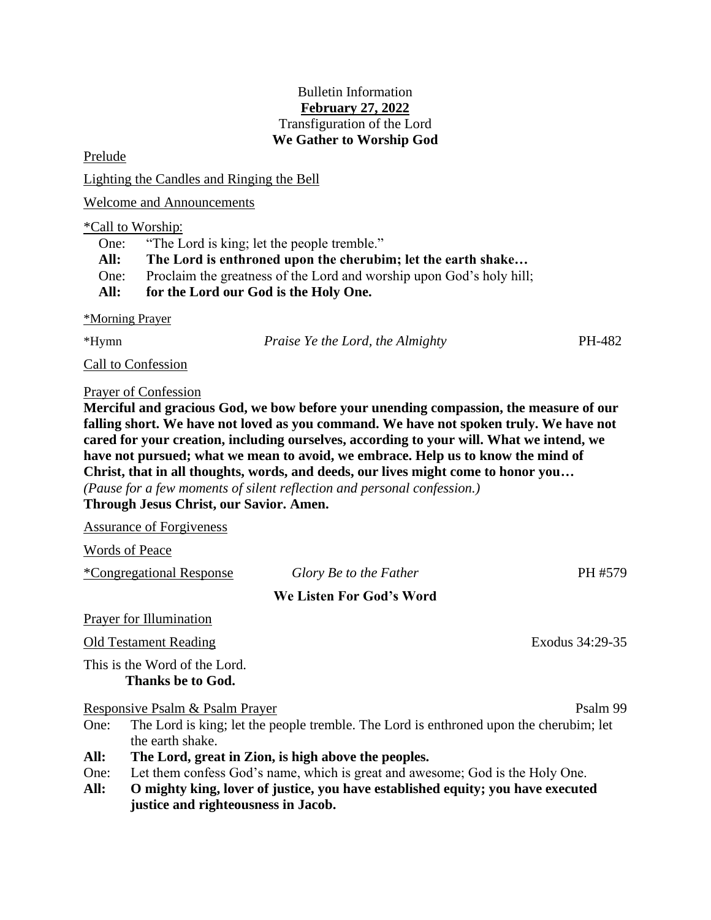Bulletin Information

**February 27, 2022**

Transfiguration of the Lord

**We Gather to Worship God**

Prelude

Lighting the Candles and Ringing the Bell

Welcome and Announcements

*Call to Worship:

One: "The Lord is king; let the people tremble."

**All: The Lord is enthroned upon the cherubim; let the earth shake…**

One: Proclaim the greatness of the Lord and worship upon God's holy hill;

**All: for the Lord our God is the Holy One.**

*Morning Prayer

*Hymn — *Praise Ye the Lord, the Almighty* — PH-482

Call to Confession

Prayer of Confession

**Merciful and gracious God, we bow before your unending compassion, the measure of our falling short. We have not loved as you command. We have not spoken truly. We have not cared for your creation, including ourselves, according to your will. What we intend, we have not pursued; what we mean to avoid, we embrace. Help us to know the mind of Christ, that in all thoughts, words, and deeds, our lives might come to honor you…**

*(Pause for a few moments of silent reflection and personal confession.)*

**Through Jesus Christ, our Savior. Amen.**

Assurance of Forgiveness

Words of Peace

*Congregational Response — *Glory Be to the Father* — PH #579

**We Listen For God's Word**

Prayer for Illumination

Old Testament Reading — Exodus 34:29-35

This is the Word of the Lord.

**Thanks be to God.**

Responsive Psalm & Psalm Prayer — Psalm 99

One: The Lord is king; let the people tremble. The Lord is enthroned upon the cherubim; let the earth shake.

**All: The Lord, great in Zion, is high above the peoples.**

One: Let them confess God's name, which is great and awesome; God is the Holy One.

**All: O mighty king, lover of justice, you have established equity; you have executed justice and righteousness in Jacob.**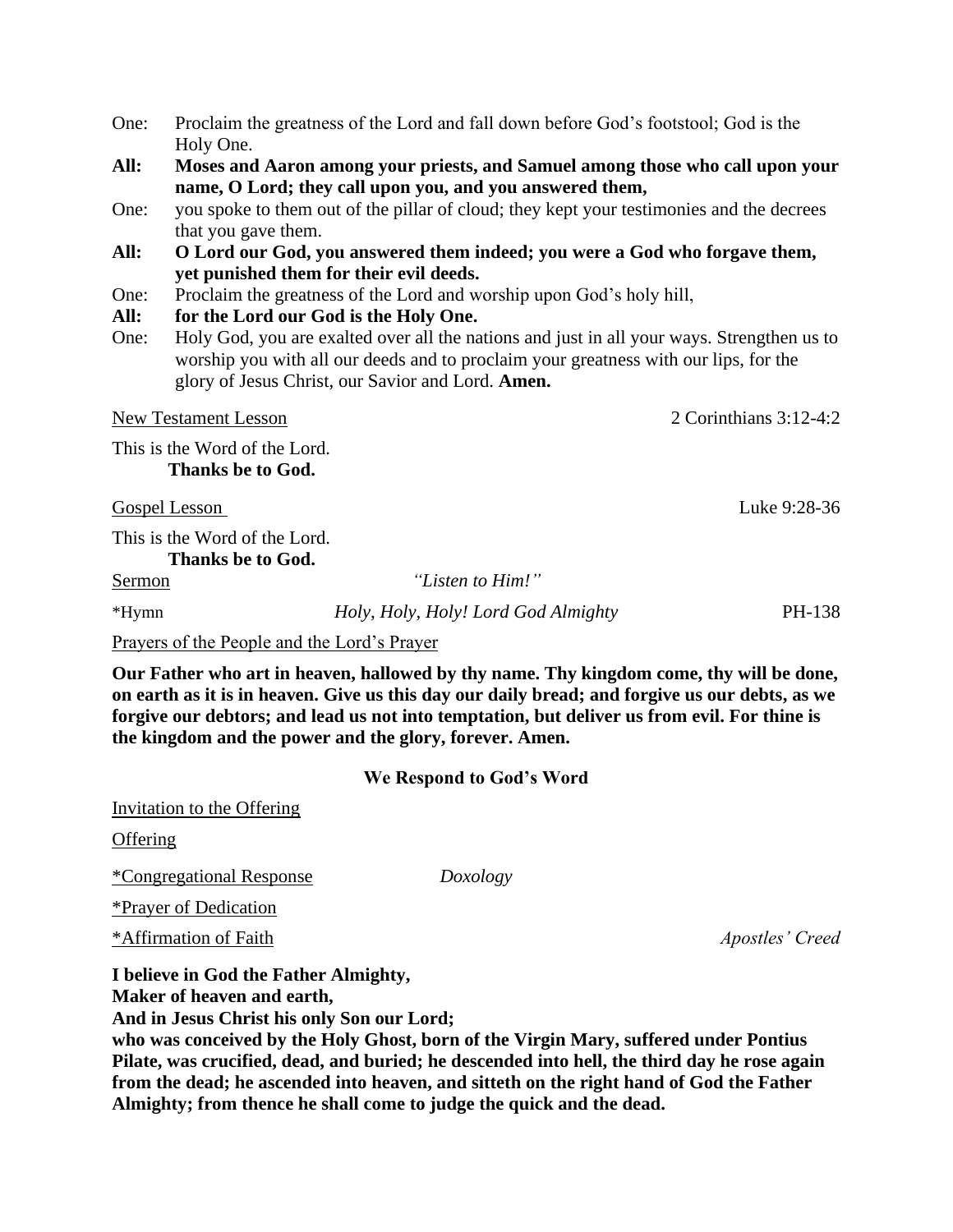One: Proclaim the greatness of the Lord and fall down before God's footstool; God is the Holy One.

**All: Moses and Aaron among your priests, and Samuel among those who call upon your name, O Lord; they call upon you, and you answered them,**

One: you spoke to them out of the pillar of cloud; they kept your testimonies and the decrees that you gave them.

**All: O Lord our God, you answered them indeed; you were a God who forgave them, yet punished them for their evil deeds.**

One: Proclaim the greatness of the Lord and worship upon God's holy hill,

**All: for the Lord our God is the Holy One.**

One: Holy God, you are exalted over all the nations and just in all your ways. Strengthen us to worship you with all our deeds and to proclaim your greatness with our lips, for the glory of Jesus Christ, our Savior and Lord. **Amen.**

New Testament Lesson — 2 Corinthians 3:12-4:2

This is the Word of the Lord.
**Thanks be to God.**

Gospel Lesson — Luke 9:28-36

This is the Word of the Lord.
**Thanks be to God.**

Sermon — *"Listen to Him!"*

*Hymn — *Holy, Holy, Holy! Lord God Almighty* — PH-138

Prayers of the People and the Lord's Prayer

**Our Father who art in heaven, hallowed by thy name. Thy kingdom come, thy will be done, on earth as it is in heaven. Give us this day our daily bread; and forgive us our debts, as we forgive our debtors; and lead us not into temptation, but deliver us from evil. For thine is the kingdom and the power and the glory, forever. Amen.**

### We Respond to God's Word

Invitation to the Offering

Offering

*Congregational Response — *Doxology*

*Prayer of Dedication

*Affirmation of Faith — *Apostles' Creed*

**I believe in God the Father Almighty,**
**Maker of heaven and earth,**
**And in Jesus Christ his only Son our Lord;**
**who was conceived by the Holy Ghost, born of the Virgin Mary, suffered under Pontius Pilate, was crucified, dead, and buried; he descended into hell, the third day he rose again from the dead; he ascended into heaven, and sitteth on the right hand of God the Father Almighty; from thence he shall come to judge the quick and the dead.**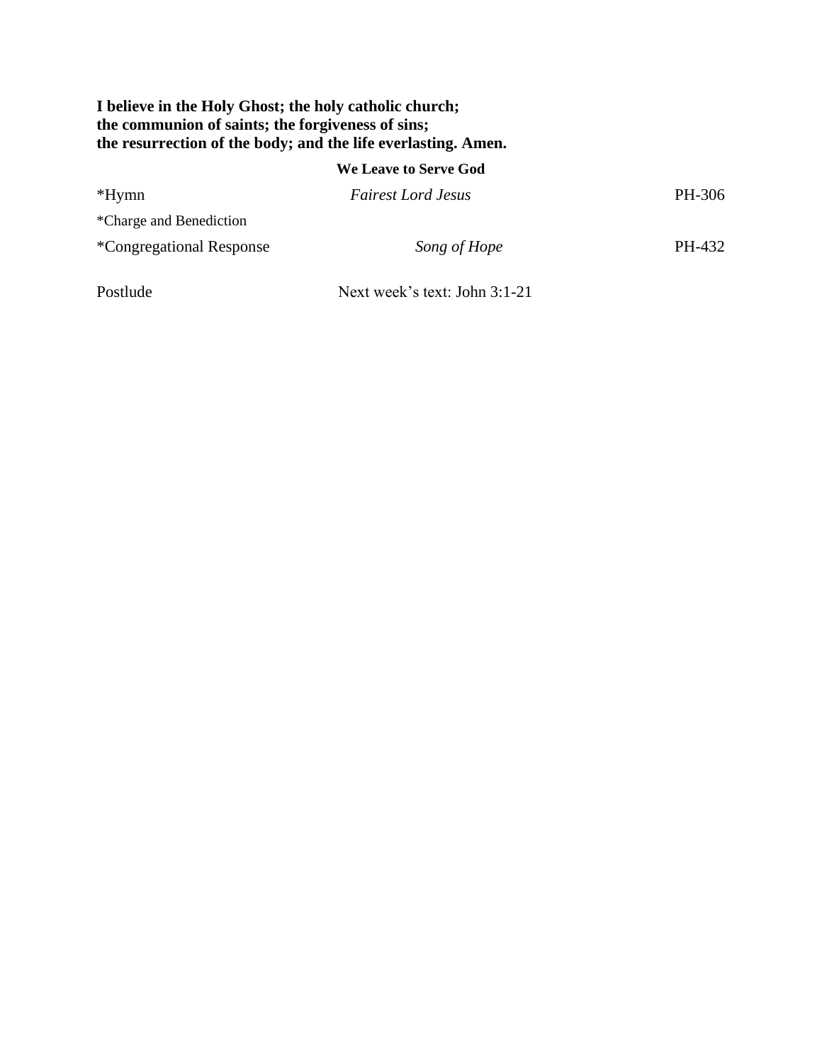**I believe in the Holy Ghost; the holy catholic church;**
**the communion of saints; the forgiveness of sins;**
**the resurrection of the body; and the life everlasting. Amen.**

**We Leave to Serve God**

| | | |
|---|---|---|
| *Hymn | *Fairest Lord Jesus* | PH-306 |
| *Charge and Benediction | | |
| *Congregational Response | *Song of Hope* | PH-432 |
| Postlude | Next week's text: John 3:1-21 | |